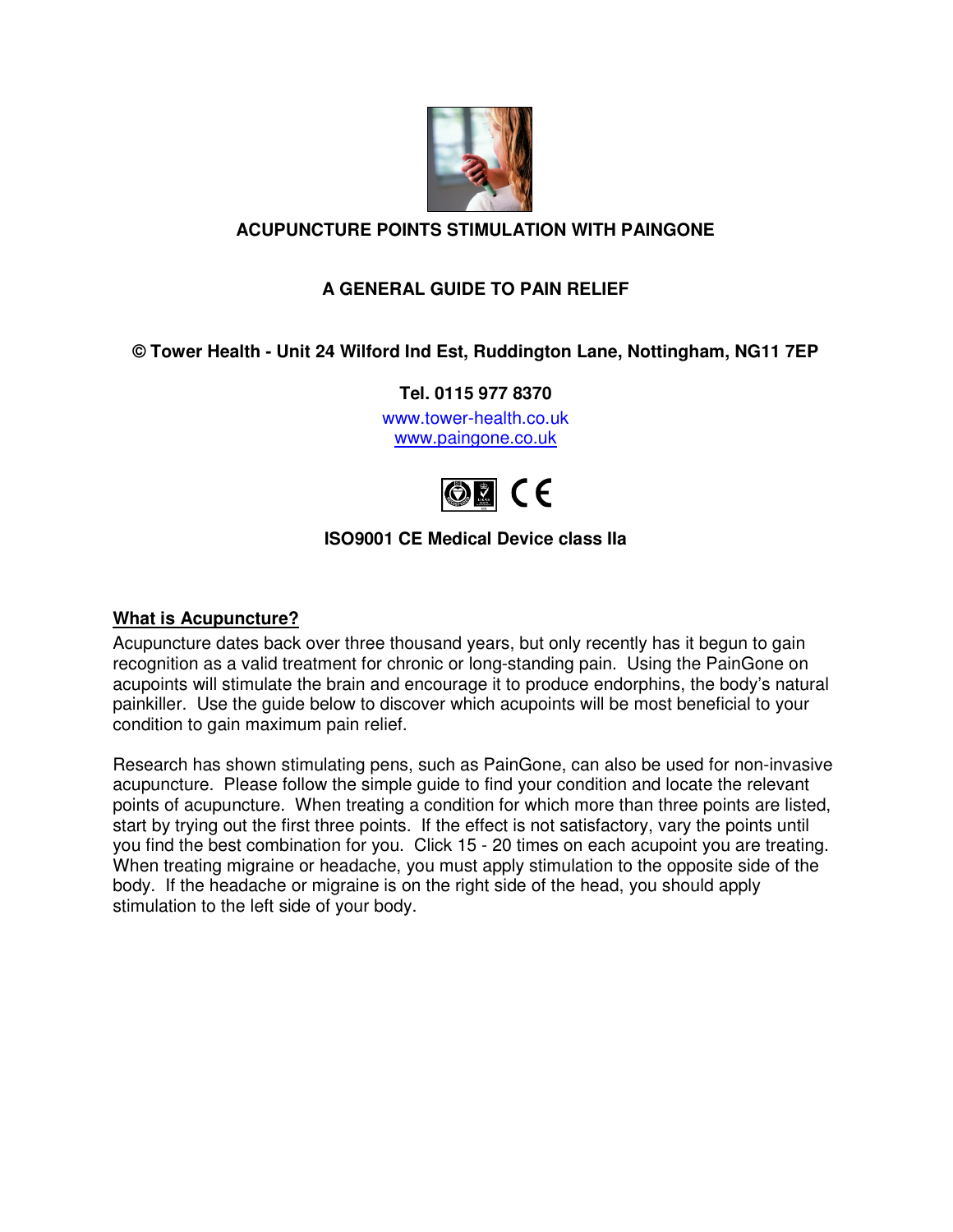**ACUPUNCTURE POINTS STIMULATION WITH PAINGONE**

**A GENERAL GUIDE TO PAIN RELIEF**

**© Tower Health - Unit 24 Wilford Ind Est, Ruddington Lane, Nottingham, NG11 7EP**

**Tel. 0115 977 8370**

www.tower-health.co.uk
www.paingone.co.uk

**ISO9001 CE Medical Device class IIa**

## What is Acupuncture?

Acupuncture dates back over three thousand years, but only recently has it begun to gain recognition as a valid treatment for chronic or long-standing pain. Using the PainGone on acupoints will stimulate the brain and encourage it to produce endorphins, the body's natural painkiller. Use the guide below to discover which acupoints will be most beneficial to your condition to gain maximum pain relief.

Research has shown stimulating pens, such as PainGone, can also be used for non-invasive acupuncture. Please follow the simple guide to find your condition and locate the relevant points of acupuncture. When treating a condition for which more than three points are listed, start by trying out the first three points. If the effect is not satisfactory, vary the points until you find the best combination for you. Click 15 - 20 times on each acupoint you are treating. When treating migraine or headache, you must apply stimulation to the opposite side of the body. If the headache or migraine is on the right side of the head, you should apply stimulation to the left side of your body.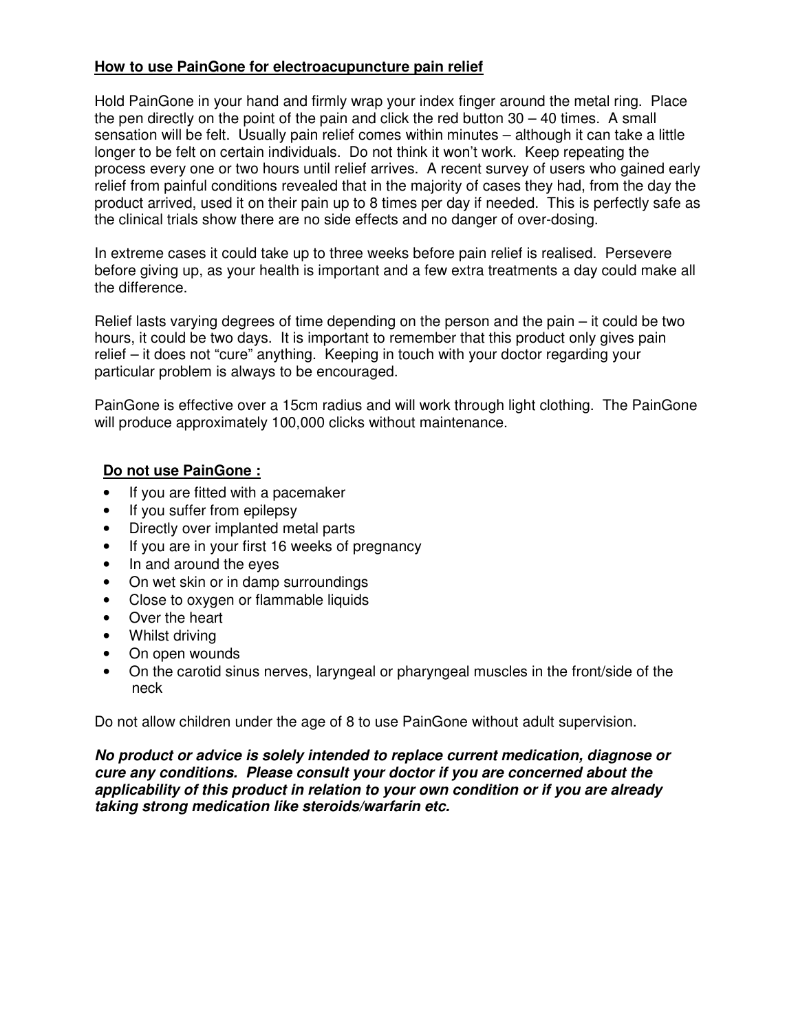## How to use PainGone for electroacupuncture pain relief

Hold PainGone in your hand and firmly wrap your index finger around the metal ring. Place the pen directly on the point of the pain and click the red button 30 – 40 times. A small sensation will be felt. Usually pain relief comes within minutes – although it can take a little longer to be felt on certain individuals. Do not think it won't work. Keep repeating the process every one or two hours until relief arrives. A recent survey of users who gained early relief from painful conditions revealed that in the majority of cases they had, from the day the product arrived, used it on their pain up to 8 times per day if needed. This is perfectly safe as the clinical trials show there are no side effects and no danger of over-dosing.

In extreme cases it could take up to three weeks before pain relief is realised. Persevere before giving up, as your health is important and a few extra treatments a day could make all the difference.

Relief lasts varying degrees of time depending on the person and the pain – it could be two hours, it could be two days. It is important to remember that this product only gives pain relief – it does not "cure" anything. Keeping in touch with your doctor regarding your particular problem is always to be encouraged.

PainGone is effective over a 15cm radius and will work through light clothing. The PainGone will produce approximately 100,000 clicks without maintenance.

**Do not use PainGone :**

- If you are fitted with a pacemaker
- If you suffer from epilepsy
- Directly over implanted metal parts
- If you are in your first 16 weeks of pregnancy
- In and around the eyes
- On wet skin or in damp surroundings
- Close to oxygen or flammable liquids
- Over the heart
- Whilst driving
- On open wounds
- On the carotid sinus nerves, laryngeal or pharyngeal muscles in the front/side of the neck

Do not allow children under the age of 8 to use PainGone without adult supervision.

***No product or advice is solely intended to replace current medication, diagnose or cure any conditions. Please consult your doctor if you are concerned about the applicability of this product in relation to your own condition or if you are already taking strong medication like steroids/warfarin etc.***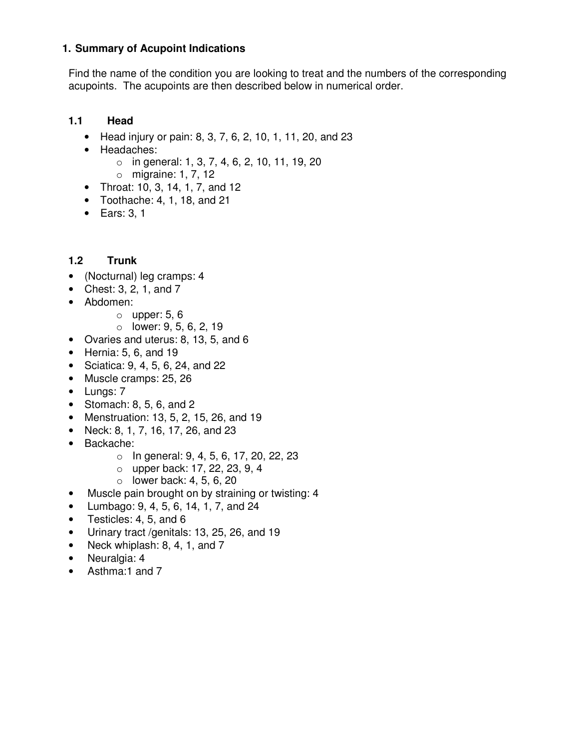# 1. Summary of Acupoint Indications

Find the name of the condition you are looking to treat and the numbers of the corresponding acupoints. The acupoints are then described below in numerical order.

## 1.1 Head

- Head injury or pain: 8, 3, 7, 6, 2, 10, 1, 11, 20, and 23
- Headaches:
  - in general: 1, 3, 7, 4, 6, 2, 10, 11, 19, 20
  - migraine: 1, 7, 12
- Throat: 10, 3, 14, 1, 7, and 12
- Toothache: 4, 1, 18, and 21
- Ears: 3, 1

## 1.2 Trunk

- (Nocturnal) leg cramps: 4
- Chest: 3, 2, 1, and 7
- Abdomen:
  - upper: 5, 6
  - lower: 9, 5, 6, 2, 19
- Ovaries and uterus: 8, 13, 5, and 6
- Hernia: 5, 6, and 19
- Sciatica: 9, 4, 5, 6, 24, and 22
- Muscle cramps: 25, 26
- Lungs: 7
- Stomach: 8, 5, 6, and 2
- Menstruation: 13, 5, 2, 15, 26, and 19
- Neck: 8, 1, 7, 16, 17, 26, and 23
- Backache:
  - In general: 9, 4, 5, 6, 17, 20, 22, 23
  - upper back: 17, 22, 23, 9, 4
  - lower back: 4, 5, 6, 20
- Muscle pain brought on by straining or twisting: 4
- Lumbago: 9, 4, 5, 6, 14, 1, 7, and 24
- Testicles: 4, 5, and 6
- Urinary tract /genitals: 13, 25, 26, and 19
- Neck whiplash: 8, 4, 1, and 7
- Neuralgia: 4
- Asthma:1 and 7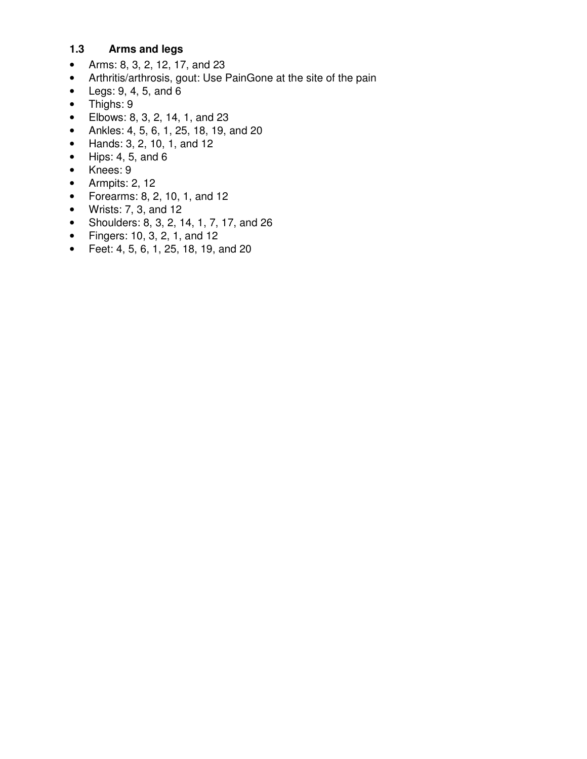### 1.3 Arms and legs

- Arms: 8, 3, 2, 12, 17, and 23
- Arthritis/arthrosis, gout: Use PainGone at the site of the pain
- Legs: 9, 4, 5, and 6
- Thighs: 9
- Elbows: 8, 3, 2, 14, 1, and 23
- Ankles: 4, 5, 6, 1, 25, 18, 19, and 20
- Hands: 3, 2, 10, 1, and 12
- Hips: 4, 5, and 6
- Knees: 9
- Armpits: 2, 12
- Forearms: 8, 2, 10, 1, and 12
- Wrists: 7, 3, and 12
- Shoulders: 8, 3, 2, 14, 1, 7, 17, and 26
- Fingers: 10, 3, 2, 1, and 12
- Feet: 4, 5, 6, 1, 25, 18, 19, and 20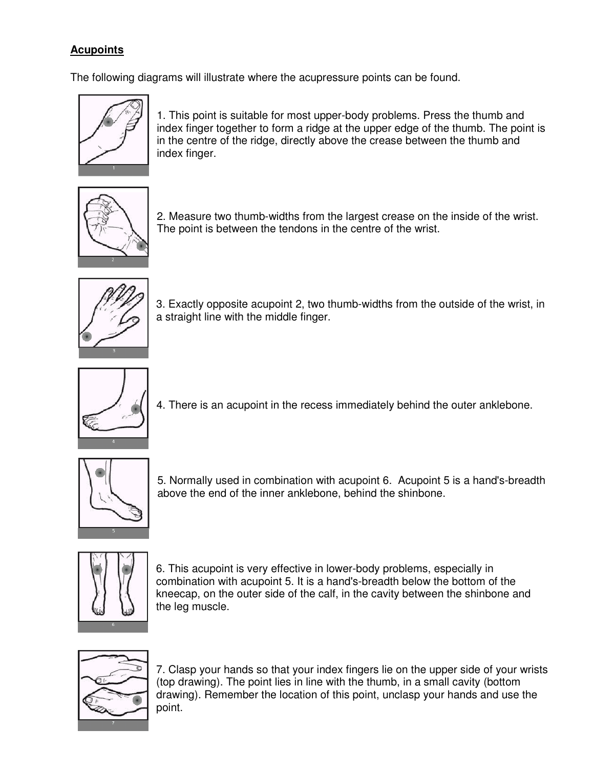## Acupoints

The following diagrams will illustrate where the acupressure points can be found.

1. This point is suitable for most upper-body problems. Press the thumb and index finger together to form a ridge at the upper edge of the thumb. The point is in the centre of the ridge, directly above the crease between the thumb and index finger.

2. Measure two thumb-widths from the largest crease on the inside of the wrist. The point is between the tendons in the centre of the wrist.

3. Exactly opposite acupoint 2, two thumb-widths from the outside of the wrist, in a straight line with the middle finger.

4. There is an acupoint in the recess immediately behind the outer anklebone.

5. Normally used in combination with acupoint 6. Acupoint 5 is a hand's-breadth above the end of the inner anklebone, behind the shinbone.

6. This acupoint is very effective in lower-body problems, especially in combination with acupoint 5. It is a hand's-breadth below the bottom of the kneecap, on the outer side of the calf, in the cavity between the shinbone and the leg muscle.

7. Clasp your hands so that your index fingers lie on the upper side of your wrists (top drawing). The point lies in line with the thumb, in a small cavity (bottom drawing). Remember the location of this point, unclasp your hands and use the point.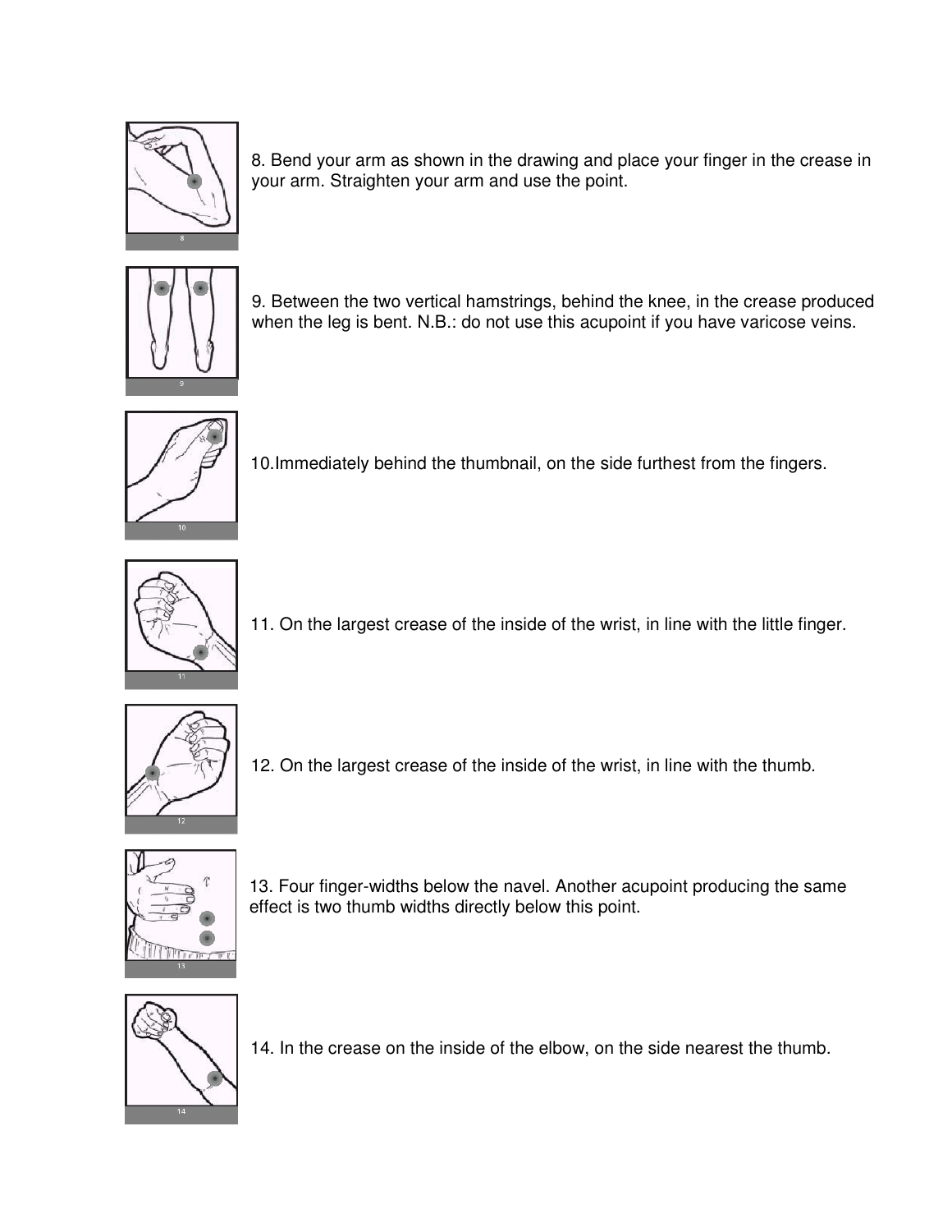8. Bend your arm as shown in the drawing and place your finger in the crease in your arm. Straighten your arm and use the point.

9. Between the two vertical hamstrings, behind the knee, in the crease produced when the leg is bent. N.B.: do not use this acupoint if you have varicose veins.

10.Immediately behind the thumbnail, on the side furthest from the fingers.

11. On the largest crease of the inside of the wrist, in line with the little finger.

12. On the largest crease of the inside of the wrist, in line with the thumb.

13. Four finger-widths below the navel. Another acupoint producing the same effect is two thumb widths directly below this point.

14. In the crease on the inside of the elbow, on the side nearest the thumb.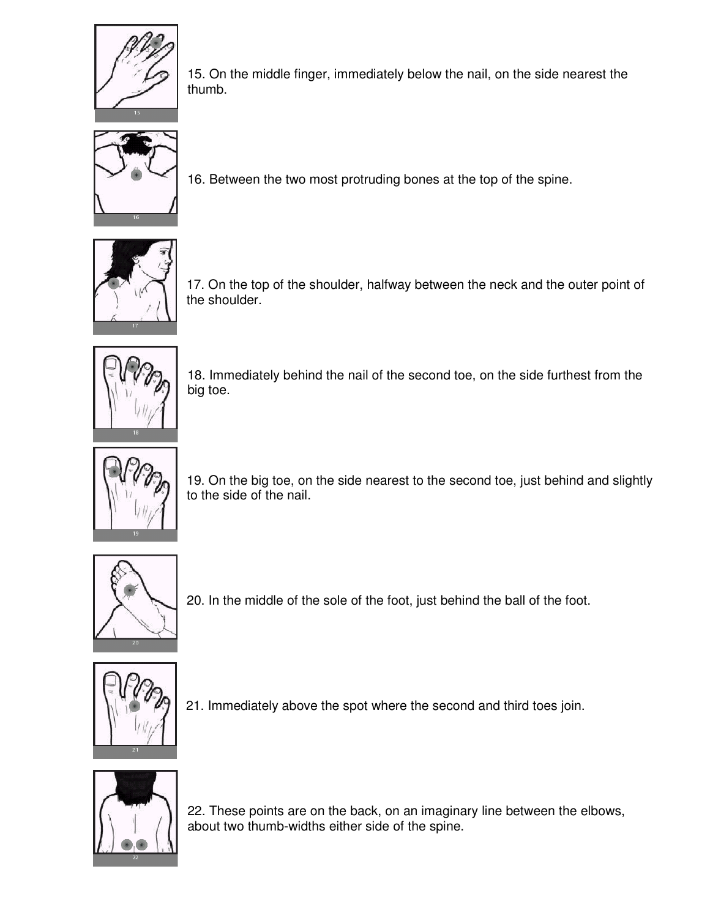15. On the middle finger, immediately below the nail, on the side nearest the thumb.

16. Between the two most protruding bones at the top of the spine.

17. On the top of the shoulder, halfway between the neck and the outer point of the shoulder.

18. Immediately behind the nail of the second toe, on the side furthest from the big toe.

19. On the big toe, on the side nearest to the second toe, just behind and slightly to the side of the nail.

20. In the middle of the sole of the foot, just behind the ball of the foot.

21. Immediately above the spot where the second and third toes join.

22. These points are on the back, on an imaginary line between the elbows, about two thumb-widths either side of the spine.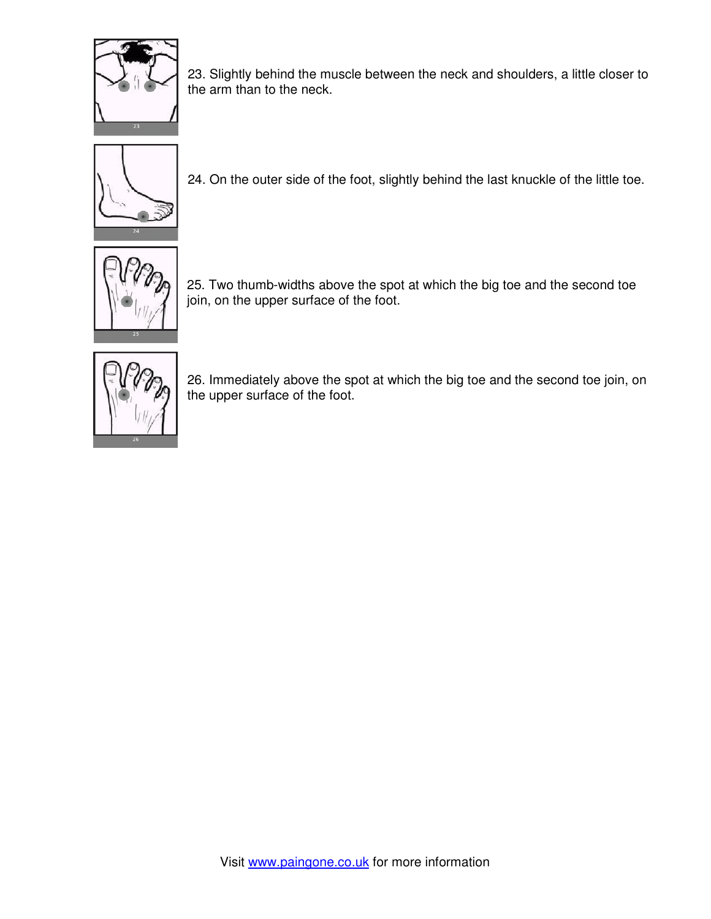23. Slightly behind the muscle between the neck and shoulders, a little closer to the arm than to the neck.

24. On the outer side of the foot, slightly behind the last knuckle of the little toe.

25. Two thumb-widths above the spot at which the big toe and the second toe join, on the upper surface of the foot.

26. Immediately above the spot at which the big toe and the second toe join, on the upper surface of the foot.

Visit [www.paingone.co.uk](http://www.paingone.co.uk) for more information